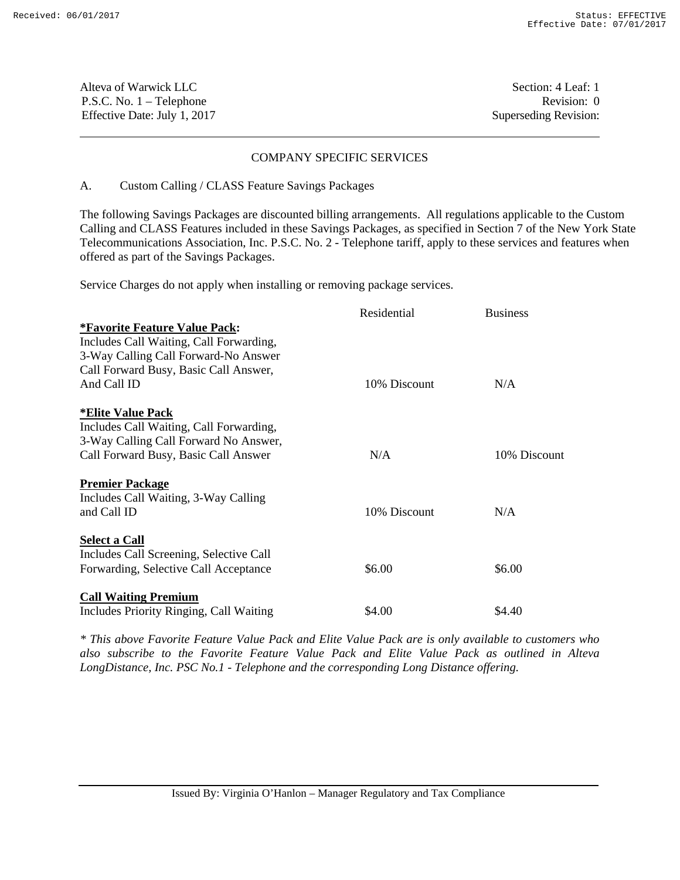Alteva of Warwick LLC
P.S.C. No. 1 – Telephone
Effective Date: July 1, 2017

Section: 4 Leaf: 1
Revision: 0
Superseding Revision:

## COMPANY SPECIFIC SERVICES

A. Custom Calling / CLASS Feature Savings Packages

The following Savings Packages are discounted billing arrangements. All regulations applicable to the Custom Calling and CLASS Features included in these Savings Packages, as specified in Section 7 of the New York State Telecommunications Association, Inc. P.S.C. No. 2 - Telephone tariff, apply to these services and features when offered as part of the Savings Packages.

Service Charges do not apply when installing or removing package services.

| | Residential | Business |
|---|---|---|
| **\*Favorite Feature Value Pack:** Includes Call Waiting, Call Forwarding, 3-Way Calling Call Forward-No Answer Call Forward Busy, Basic Call Answer, And Call ID | 10% Discount | N/A |
| **\*Elite Value Pack** Includes Call Waiting, Call Forwarding, 3-Way Calling Call Forward No Answer, Call Forward Busy, Basic Call Answer | N/A | 10% Discount |
| **Premier Package** Includes Call Waiting, 3-Way Calling and Call ID | 10% Discount | N/A |
| **Select a Call** Includes Call Screening, Selective Call Forwarding, Selective Call Acceptance | $6.00 | $6.00 |
| **Call Waiting Premium** Includes Priority Ringing, Call Waiting | $4.00 | $4.40 |

*\* This above Favorite Feature Value Pack and Elite Value Pack are is only available to customers who also subscribe to the Favorite Feature Value Pack and Elite Value Pack as outlined in Alteva LongDistance, Inc. PSC No.1 - Telephone and the corresponding Long Distance offering.*

Issued By: Virginia O'Hanlon – Manager Regulatory and Tax Compliance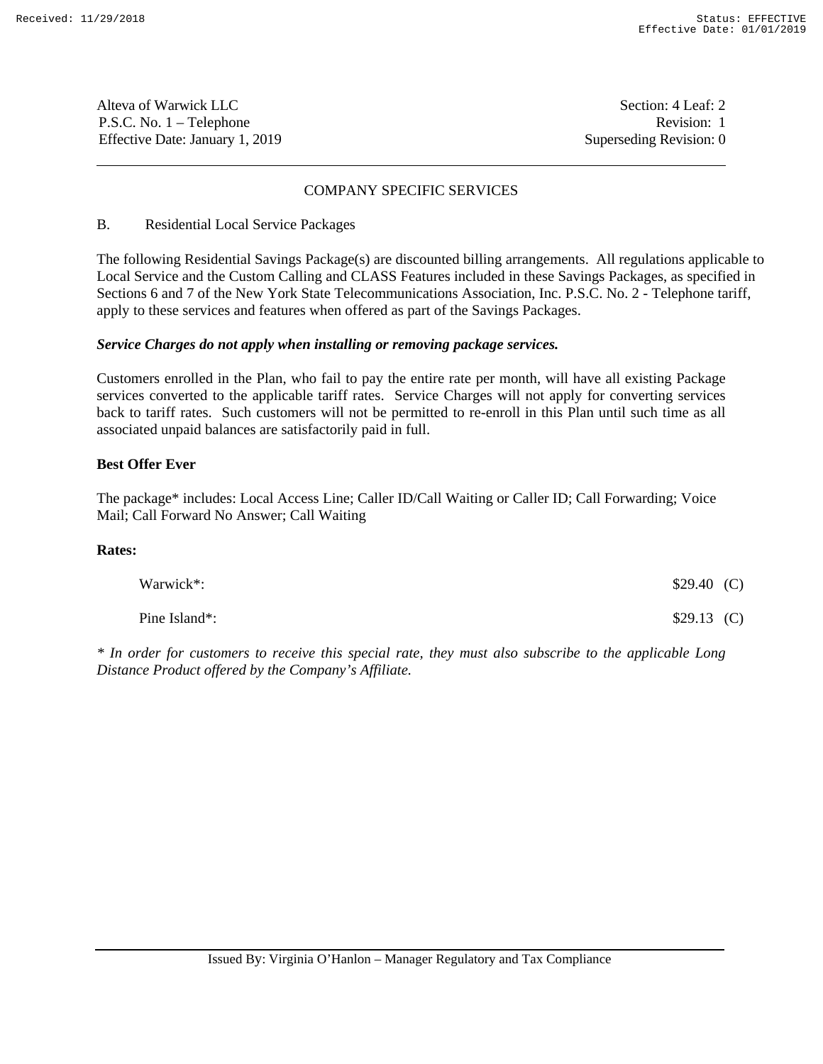Alteva of Warwick LLC
P.S.C. No. 1 – Telephone
Effective Date: January 1, 2019

Section: 4 Leaf: 2
Revision: 1
Superseding Revision: 0

## COMPANY SPECIFIC SERVICES

B. Residential Local Service Packages

The following Residential Savings Package(s) are discounted billing arrangements. All regulations applicable to Local Service and the Custom Calling and CLASS Features included in these Savings Packages, as specified in Sections 6 and 7 of the New York State Telecommunications Association, Inc. P.S.C. No. 2 - Telephone tariff, apply to these services and features when offered as part of the Savings Packages.

***Service Charges do not apply when installing or removing package services.***

Customers enrolled in the Plan, who fail to pay the entire rate per month, will have all existing Package services converted to the applicable tariff rates. Service Charges will not apply for converting services back to tariff rates. Such customers will not be permitted to re-enroll in this Plan until such time as all associated unpaid balances are satisfactorily paid in full.

**Best Offer Ever**

The package* includes: Local Access Line; Caller ID/Call Waiting or Caller ID; Call Forwarding; Voice Mail; Call Forward No Answer; Call Waiting

**Rates:**

| | | |
|---|---|---|
| Warwick*: | $29.40 | (C) |
| Pine Island*: | $29.13 | (C) |

*\* In order for customers to receive this special rate, they must also subscribe to the applicable Long Distance Product offered by the Company's Affiliate.*

Issued By: Virginia O'Hanlon – Manager Regulatory and Tax Compliance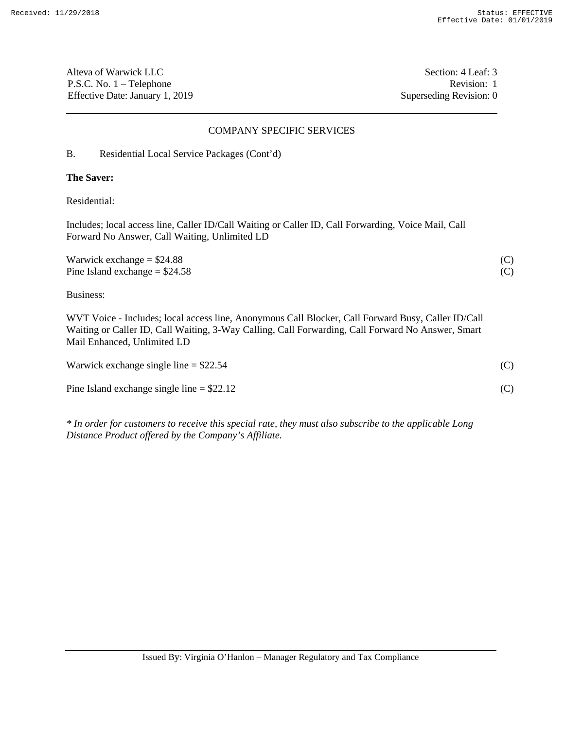Alteva of Warwick LLC
P.S.C. No. 1 – Telephone
Effective Date: January 1, 2019

Section: 4 Leaf: 3
Revision: 1
Superseding Revision: 0

## COMPANY SPECIFIC SERVICES

B. Residential Local Service Packages (Cont'd)

**The Saver:**

Residential:

Includes; local access line, Caller ID/Call Waiting or Caller ID, Call Forwarding, Voice Mail, Call Forward No Answer, Call Waiting, Unlimited LD

Warwick exchange = $24.88 (C)
Pine Island exchange = $24.58 (C)

Business:

WVT Voice - Includes; local access line, Anonymous Call Blocker, Call Forward Busy, Caller ID/Call Waiting or Caller ID, Call Waiting, 3-Way Calling, Call Forwarding, Call Forward No Answer, Smart Mail Enhanced, Unlimited LD

Warwick exchange single line = $22.54 (C)

Pine Island exchange single line = $22.12 (C)

*\* In order for customers to receive this special rate, they must also subscribe to the applicable Long Distance Product offered by the Company's Affiliate.*

Issued By: Virginia O'Hanlon – Manager Regulatory and Tax Compliance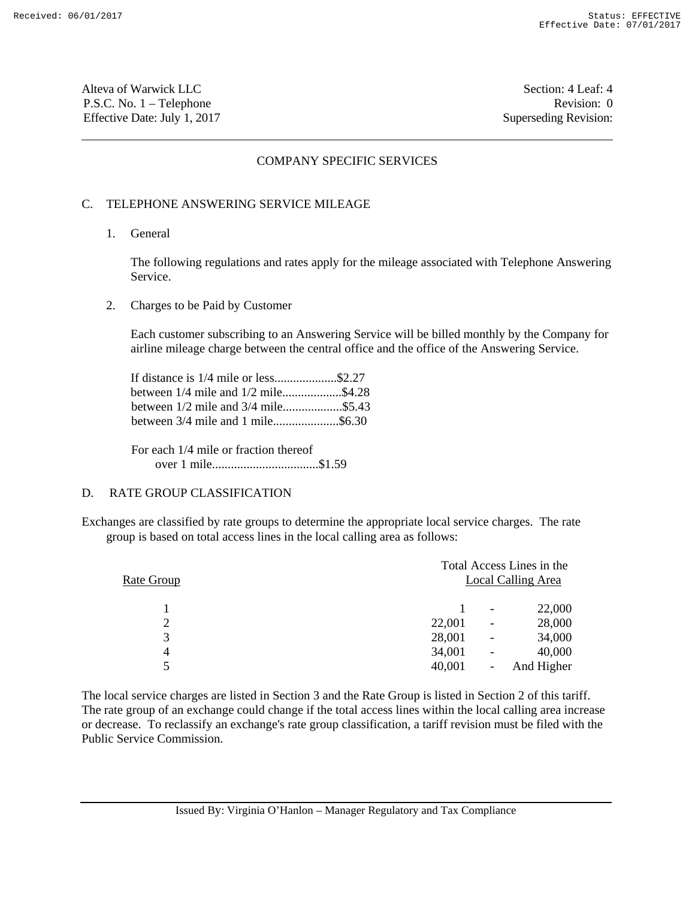Alteva of Warwick LLC
P.S.C. No. 1 – Telephone
Effective Date: July 1, 2017

Section: 4 Leaf: 4
Revision: 0
Superseding Revision:

## COMPANY SPECIFIC SERVICES

### C. TELEPHONE ANSWERING SERVICE MILEAGE

1. General

   The following regulations and rates apply for the mileage associated with Telephone Answering Service.

2. Charges to be Paid by Customer

   Each customer subscribing to an Answering Service will be billed monthly by the Company for airline mileage charge between the central office and the office of the Answering Service.

   If distance is 1/4 mile or less....................$2.27
   between 1/4 mile and 1/2 mile...................$4.28
   between 1/2 mile and 3/4 mile...................$5.43
   between 3/4 mile and 1 mile.....................$6.30

   For each 1/4 mile or fraction thereof
   over 1 mile..................................$1.59

### D. RATE GROUP CLASSIFICATION

Exchanges are classified by rate groups to determine the appropriate local service charges. The rate group is based on total access lines in the local calling area as follows:

| Rate Group | Total Access Lines in the Local Calling Area |
|---|---|
| 1 | 1 - 22,000 |
| 2 | 22,001 - 28,000 |
| 3 | 28,001 - 34,000 |
| 4 | 34,001 - 40,000 |
| 5 | 40,001 - And Higher |

The local service charges are listed in Section 3 and the Rate Group is listed in Section 2 of this tariff. The rate group of an exchange could change if the total access lines within the local calling area increase or decrease. To reclassify an exchange's rate group classification, a tariff revision must be filed with the Public Service Commission.

Issued By: Virginia O'Hanlon – Manager Regulatory and Tax Compliance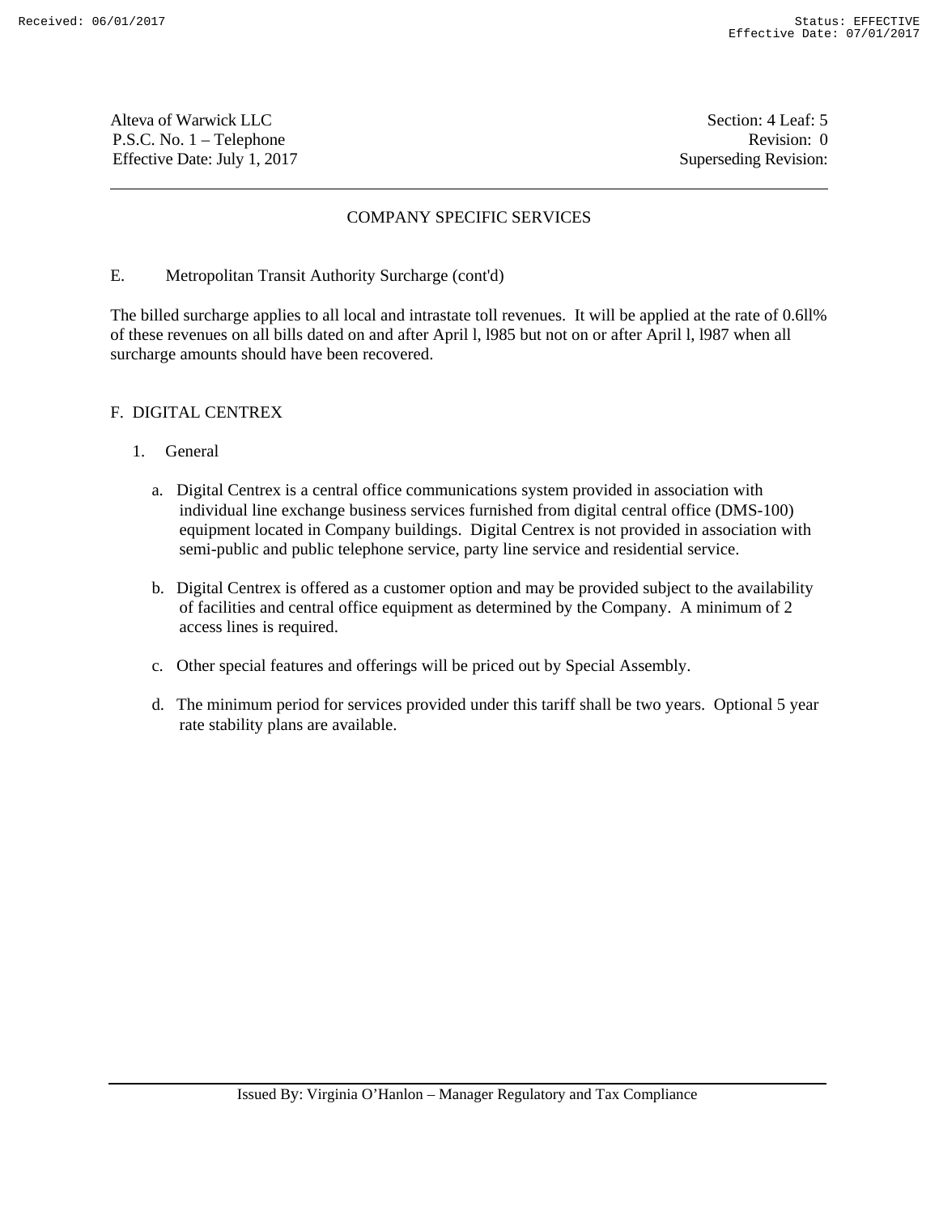Alteva of Warwick LLC
P.S.C. No. 1 – Telephone
Effective Date: July 1, 2017

Section: 4 Leaf: 5
Revision: 0
Superseding Revision:

## COMPANY SPECIFIC SERVICES

E. Metropolitan Transit Authority Surcharge (cont'd)

The billed surcharge applies to all local and intrastate toll revenues. It will be applied at the rate of 0.6ll% of these revenues on all bills dated on and after April l, l985 but not on or after April l, l987 when all surcharge amounts should have been recovered.

### F. DIGITAL CENTREX

1. General

   a. Digital Centrex is a central office communications system provided in association with individual line exchange business services furnished from digital central office (DMS-100) equipment located in Company buildings. Digital Centrex is not provided in association with semi-public and public telephone service, party line service and residential service.

   b. Digital Centrex is offered as a customer option and may be provided subject to the availability of facilities and central office equipment as determined by the Company. A minimum of 2 access lines is required.

   c. Other special features and offerings will be priced out by Special Assembly.

   d. The minimum period for services provided under this tariff shall be two years. Optional 5 year rate stability plans are available.

Issued By: Virginia O'Hanlon – Manager Regulatory and Tax Compliance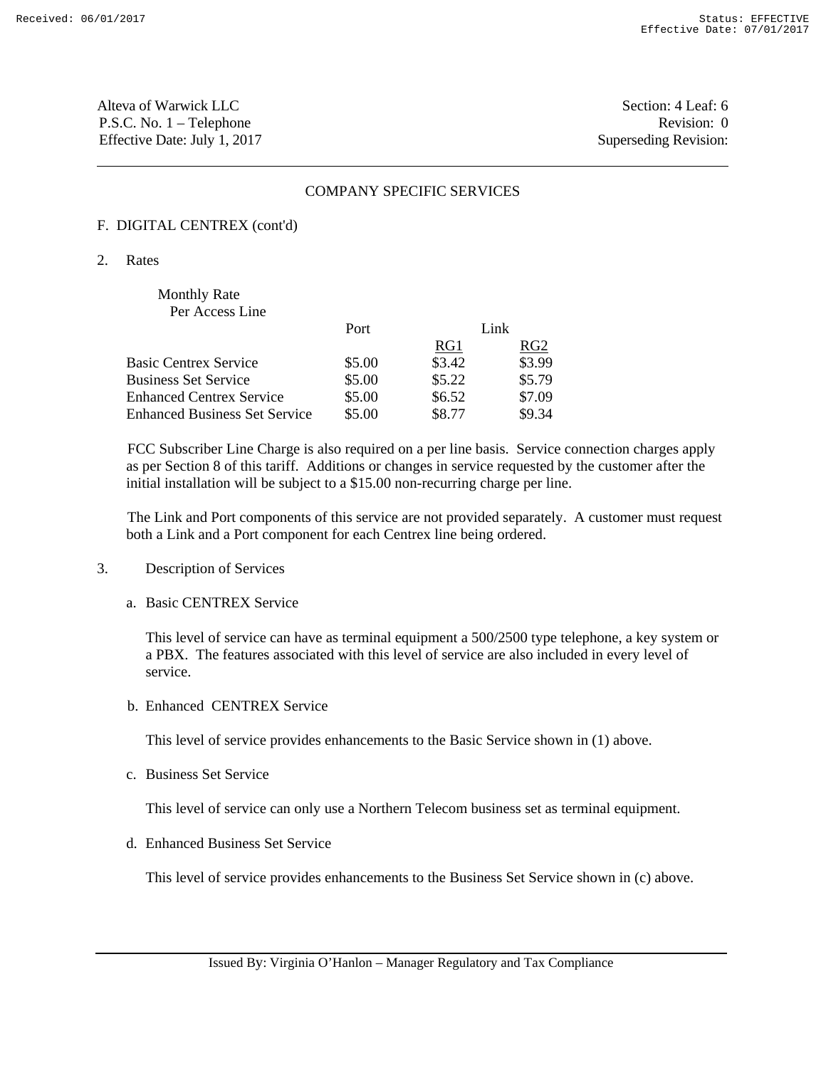Alteva of Warwick LLC
P.S.C. No. 1 – Telephone
Effective Date: July 1, 2017

Section: 4 Leaf: 6
Revision: 0
Superseding Revision:

## COMPANY SPECIFIC SERVICES

### F. DIGITAL CENTREX (cont'd)

2. Rates

Monthly Rate
Per Access Line

| | Port | Link | |
|---|---|---|---|
| | | RG1 | RG2 |
| Basic Centrex Service | $5.00 | $3.42 | $3.99 |
| Business Set Service | $5.00 | $5.22 | $5.79 |
| Enhanced Centrex Service | $5.00 | $6.52 | $7.09 |
| Enhanced Business Set Service | $5.00 | $8.77 | $9.34 |

FCC Subscriber Line Charge is also required on a per line basis. Service connection charges apply as per Section 8 of this tariff. Additions or changes in service requested by the customer after the initial installation will be subject to a $15.00 non-recurring charge per line.

The Link and Port components of this service are not provided separately. A customer must request both a Link and a Port component for each Centrex line being ordered.

3. Description of Services

a. Basic CENTREX Service

This level of service can have as terminal equipment a 500/2500 type telephone, a key system or a PBX. The features associated with this level of service are also included in every level of service.

b. Enhanced CENTREX Service

This level of service provides enhancements to the Basic Service shown in (1) above.

c. Business Set Service

This level of service can only use a Northern Telecom business set as terminal equipment.

d. Enhanced Business Set Service

This level of service provides enhancements to the Business Set Service shown in (c) above.

Issued By: Virginia O'Hanlon – Manager Regulatory and Tax Compliance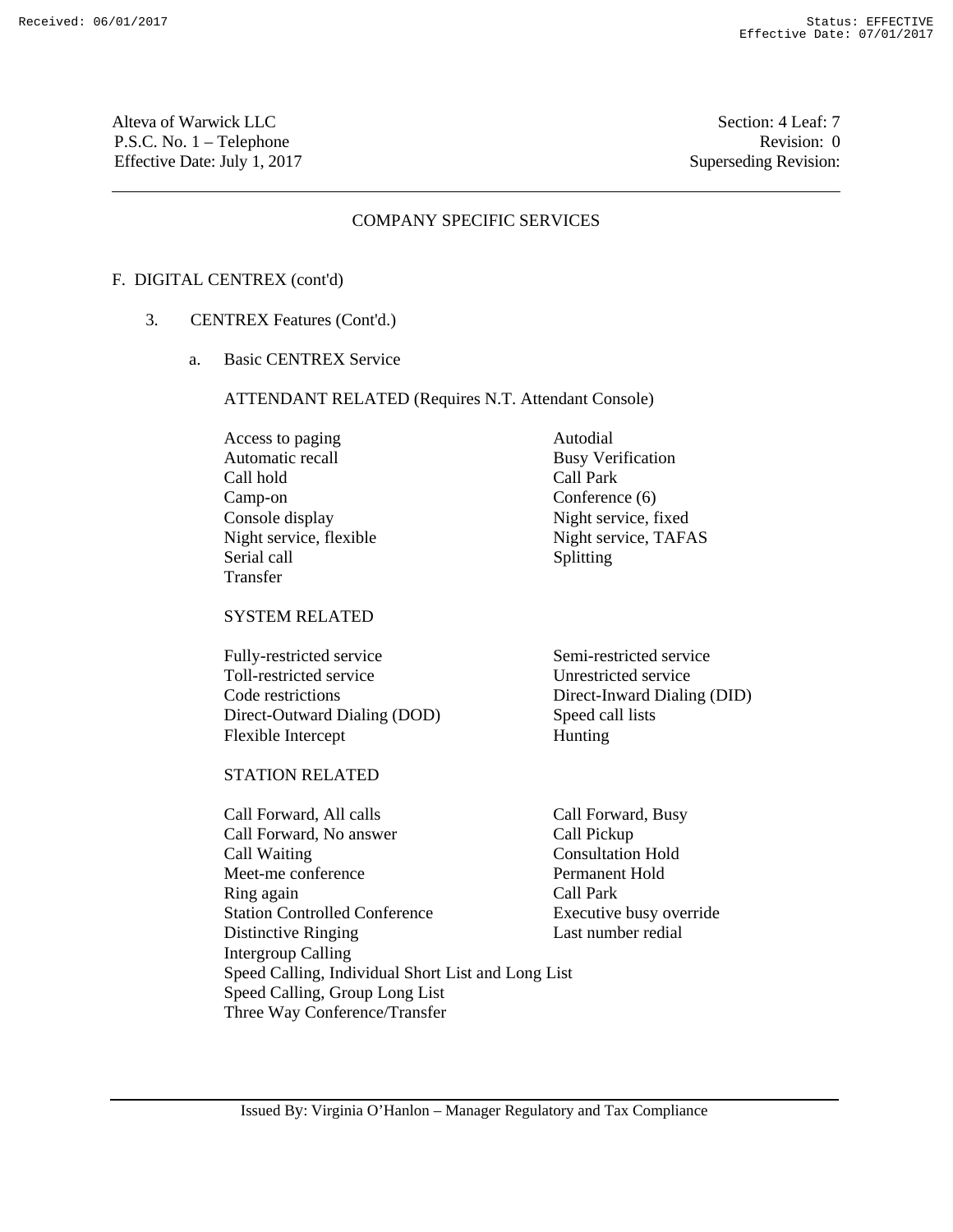## COMPANY SPECIFIC SERVICES

F. DIGITAL CENTREX (cont'd)

3. CENTREX Features (Cont'd.)

a. Basic CENTREX Service

ATTENDANT RELATED (Requires N.T. Attendant Console)

| | |
|---|---|
| Access to paging | Autodial |
| Automatic recall | Busy Verification |
| Call hold | Call Park |
| Camp-on | Conference (6) |
| Console display | Night service, fixed |
| Night service, flexible | Night service, TAFAS |
| Serial call | Splitting |
| Transfer | |

SYSTEM RELATED

| | |
|---|---|
| Fully-restricted service | Semi-restricted service |
| Toll-restricted service | Unrestricted service |
| Code restrictions | Direct-Inward Dialing (DID) |
| Direct-Outward Dialing (DOD) | Speed call lists |
| Flexible Intercept | Hunting |

STATION RELATED

| | |
|---|---|
| Call Forward, All calls | Call Forward, Busy |
| Call Forward, No answer | Call Pickup |
| Call Waiting | Consultation Hold |
| Meet-me conference | Permanent Hold |
| Ring again | Call Park |
| Station Controlled Conference | Executive busy override |
| Distinctive Ringing | Last number redial |

Intergroup Calling
Speed Calling, Individual Short List and Long List
Speed Calling, Group Long List
Three Way Conference/Transfer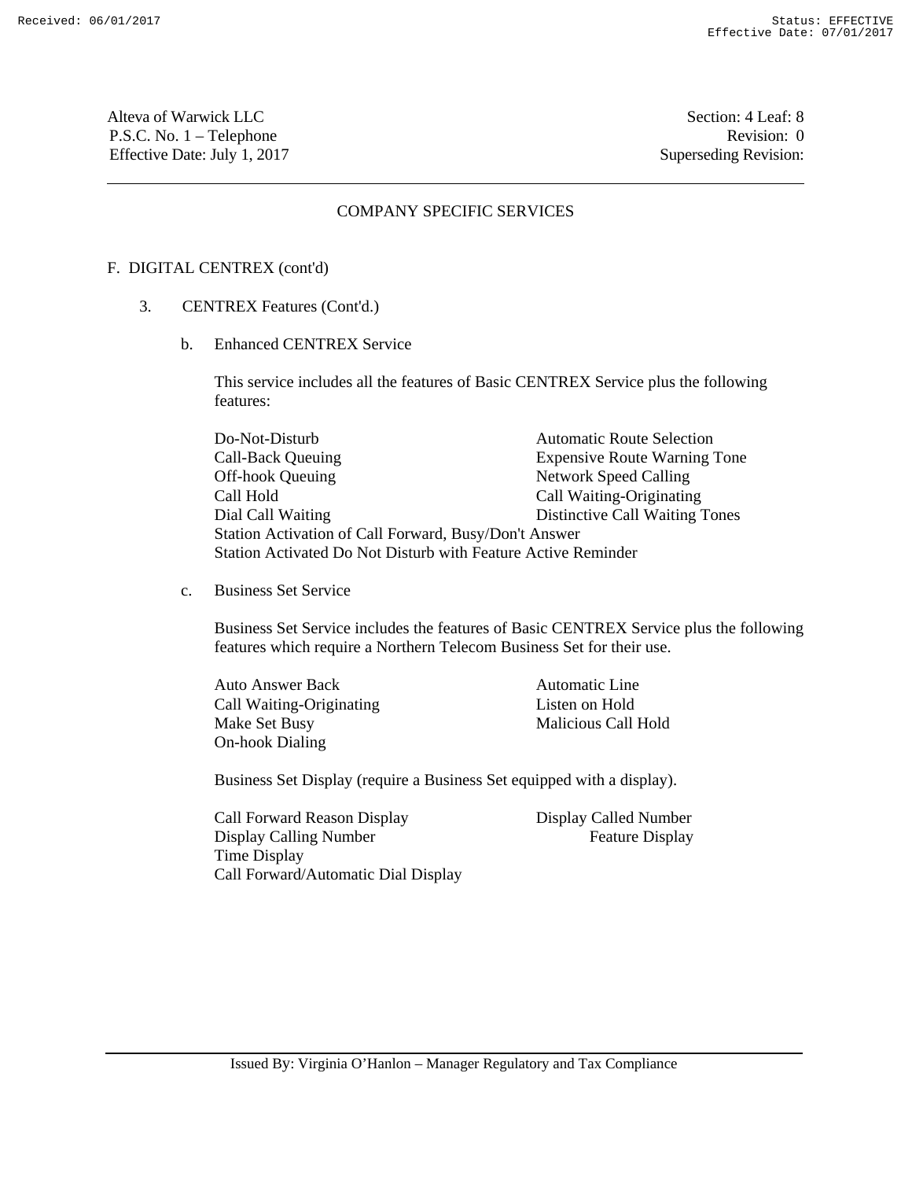Alteva of Warwick LLC
P.S.C. No. 1 – Telephone
Effective Date: July 1, 2017

Section: 4 Leaf: 8
Revision: 0
Superseding Revision:

## COMPANY SPECIFIC SERVICES

F. DIGITAL CENTREX (cont'd)

3. CENTREX Features (Cont'd.)

b. Enhanced CENTREX Service

This service includes all the features of Basic CENTREX Service plus the following features:

Do-Not-Disturb
Call-Back Queuing
Off-hook Queuing
Call Hold
Dial Call Waiting
Automatic Route Selection
Expensive Route Warning Tone
Network Speed Calling
Call Waiting-Originating
Distinctive Call Waiting Tones
Station Activation of Call Forward, Busy/Don't Answer
Station Activated Do Not Disturb with Feature Active Reminder

c. Business Set Service

Business Set Service includes the features of Basic CENTREX Service plus the following features which require a Northern Telecom Business Set for their use.

Auto Answer Back
Call Waiting-Originating
Make Set Busy
On-hook Dialing
Automatic Line
Listen on Hold
Malicious Call Hold

Business Set Display (require a Business Set equipped with a display).

Call Forward Reason Display
Display Calling Number
Time Display
Call Forward/Automatic Dial Display
Display Called Number
Feature Display

Issued By: Virginia O'Hanlon – Manager Regulatory and Tax Compliance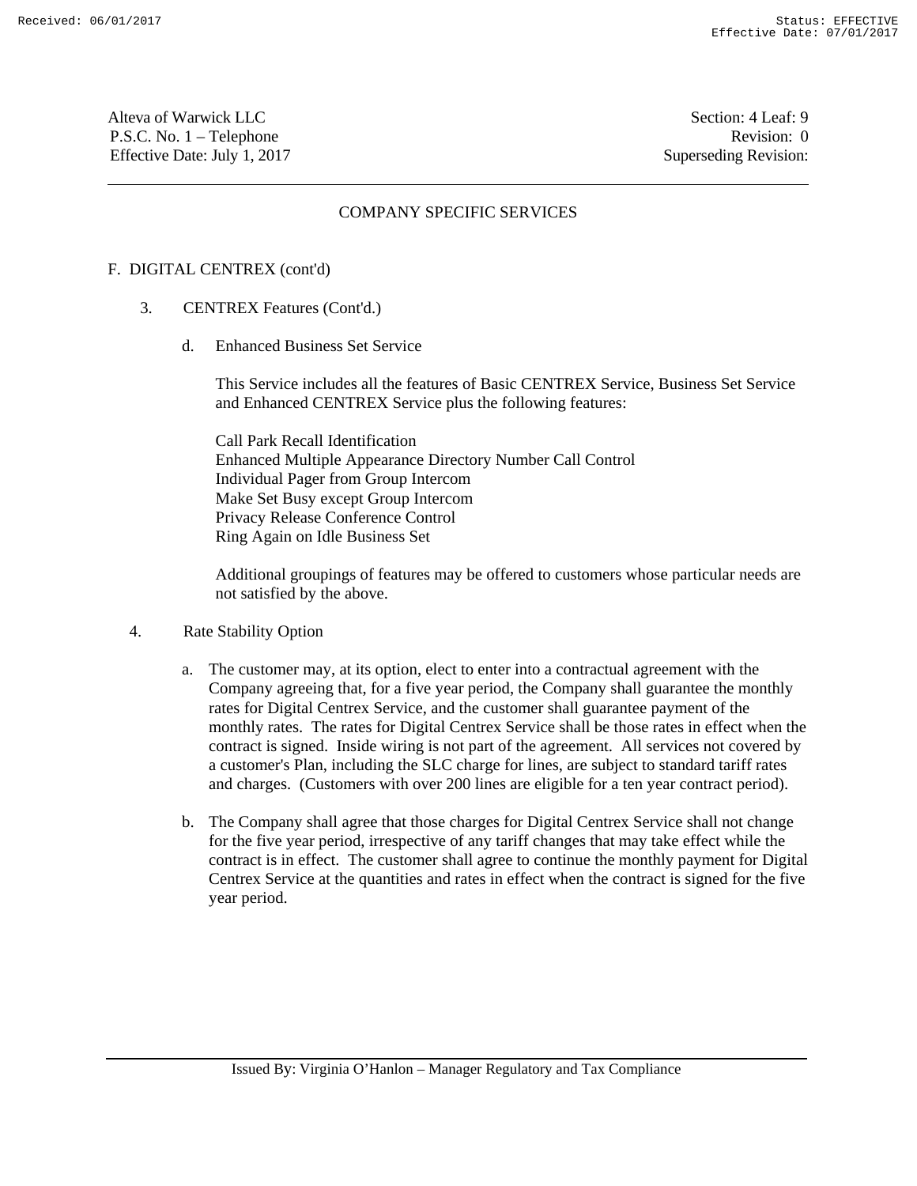Alteva of Warwick LLC
P.S.C. No. 1 – Telephone
Effective Date: July 1, 2017

Section: 4 Leaf: 9
Revision: 0
Superseding Revision:

## COMPANY SPECIFIC SERVICES

### F. DIGITAL CENTREX (cont'd)

3. CENTREX Features (Cont'd.)

   d. Enhanced Business Set Service

   This Service includes all the features of Basic CENTREX Service, Business Set Service and Enhanced CENTREX Service plus the following features:

   Call Park Recall Identification
   Enhanced Multiple Appearance Directory Number Call Control
   Individual Pager from Group Intercom
   Make Set Busy except Group Intercom
   Privacy Release Conference Control
   Ring Again on Idle Business Set

   Additional groupings of features may be offered to customers whose particular needs are not satisfied by the above.

4. Rate Stability Option

   a. The customer may, at its option, elect to enter into a contractual agreement with the Company agreeing that, for a five year period, the Company shall guarantee the monthly rates for Digital Centrex Service, and the customer shall guarantee payment of the monthly rates. The rates for Digital Centrex Service shall be those rates in effect when the contract is signed. Inside wiring is not part of the agreement. All services not covered by a customer's Plan, including the SLC charge for lines, are subject to standard tariff rates and charges. (Customers with over 200 lines are eligible for a ten year contract period).

   b. The Company shall agree that those charges for Digital Centrex Service shall not change for the five year period, irrespective of any tariff changes that may take effect while the contract is in effect. The customer shall agree to continue the monthly payment for Digital Centrex Service at the quantities and rates in effect when the contract is signed for the five year period.

Issued By: Virginia O'Hanlon – Manager Regulatory and Tax Compliance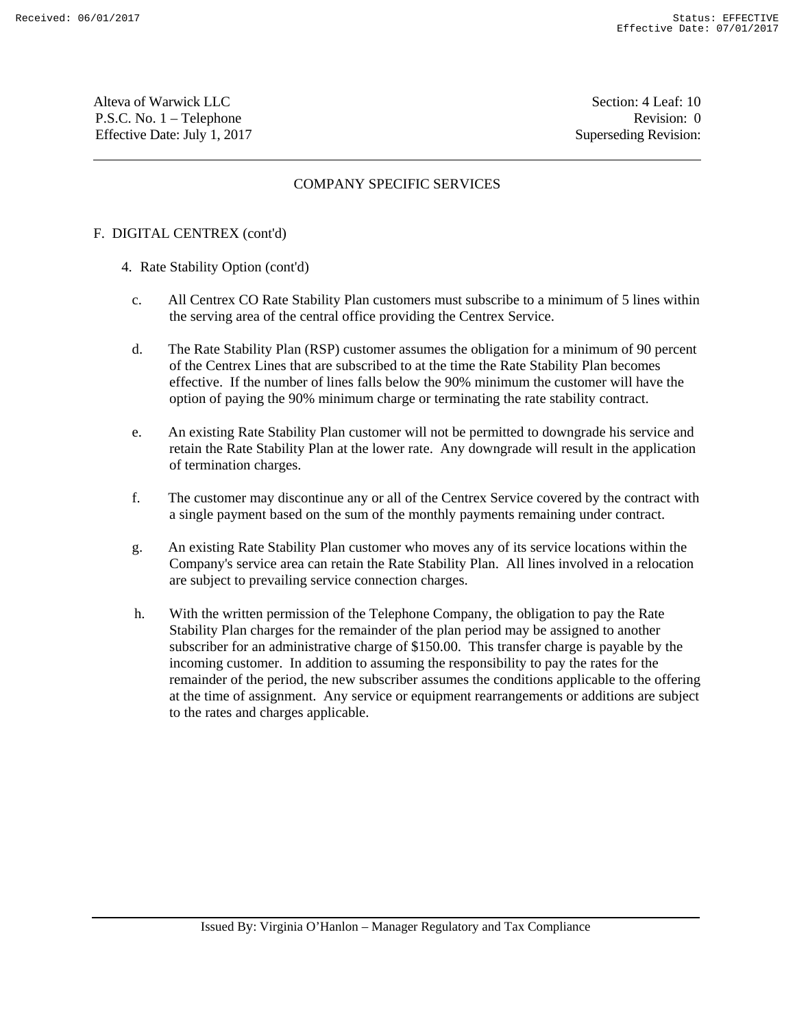## COMPANY SPECIFIC SERVICES

### F. DIGITAL CENTREX (cont'd)

#### 4. Rate Stability Option (cont'd)

c. All Centrex CO Rate Stability Plan customers must subscribe to a minimum of 5 lines within the serving area of the central office providing the Centrex Service.

d. The Rate Stability Plan (RSP) customer assumes the obligation for a minimum of 90 percent of the Centrex Lines that are subscribed to at the time the Rate Stability Plan becomes effective. If the number of lines falls below the 90% minimum the customer will have the option of paying the 90% minimum charge or terminating the rate stability contract.

e. An existing Rate Stability Plan customer will not be permitted to downgrade his service and retain the Rate Stability Plan at the lower rate. Any downgrade will result in the application of termination charges.

f. The customer may discontinue any or all of the Centrex Service covered by the contract with a single payment based on the sum of the monthly payments remaining under contract.

g. An existing Rate Stability Plan customer who moves any of its service locations within the Company's service area can retain the Rate Stability Plan. All lines involved in a relocation are subject to prevailing service connection charges.

h. With the written permission of the Telephone Company, the obligation to pay the Rate Stability Plan charges for the remainder of the plan period may be assigned to another subscriber for an administrative charge of $150.00. This transfer charge is payable by the incoming customer. In addition to assuming the responsibility to pay the rates for the remainder of the period, the new subscriber assumes the conditions applicable to the offering at the time of assignment. Any service or equipment rearrangements or additions are subject to the rates and charges applicable.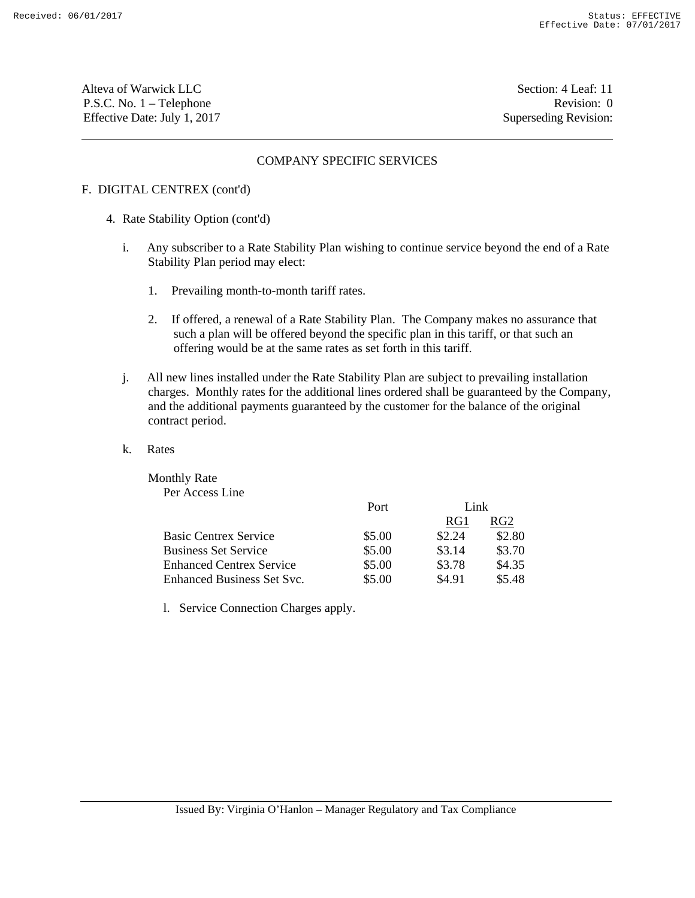## COMPANY SPECIFIC SERVICES

F. DIGITAL CENTREX (cont'd)

4. Rate Stability Option (cont'd)

i. Any subscriber to a Rate Stability Plan wishing to continue service beyond the end of a Rate Stability Plan period may elect:

1. Prevailing month-to-month tariff rates.

2. If offered, a renewal of a Rate Stability Plan. The Company makes no assurance that such a plan will be offered beyond the specific plan in this tariff, or that such an offering would be at the same rates as set forth in this tariff.

j. All new lines installed under the Rate Stability Plan are subject to prevailing installation charges. Monthly rates for the additional lines ordered shall be guaranteed by the Company, and the additional payments guaranteed by the customer for the balance of the original contract period.

k. Rates

Monthly Rate
Per Access Line

| | Port | Link | |
|---|---|---|---|
| | | RG1 | RG2 |
| Basic Centrex Service | $5.00 | $2.24 | $2.80 |
| Business Set Service | $5.00 | $3.14 | $3.70 |
| Enhanced Centrex Service | $5.00 | $3.78 | $4.35 |
| Enhanced Business Set Svc. | $5.00 | $4.91 | $5.48 |

l. Service Connection Charges apply.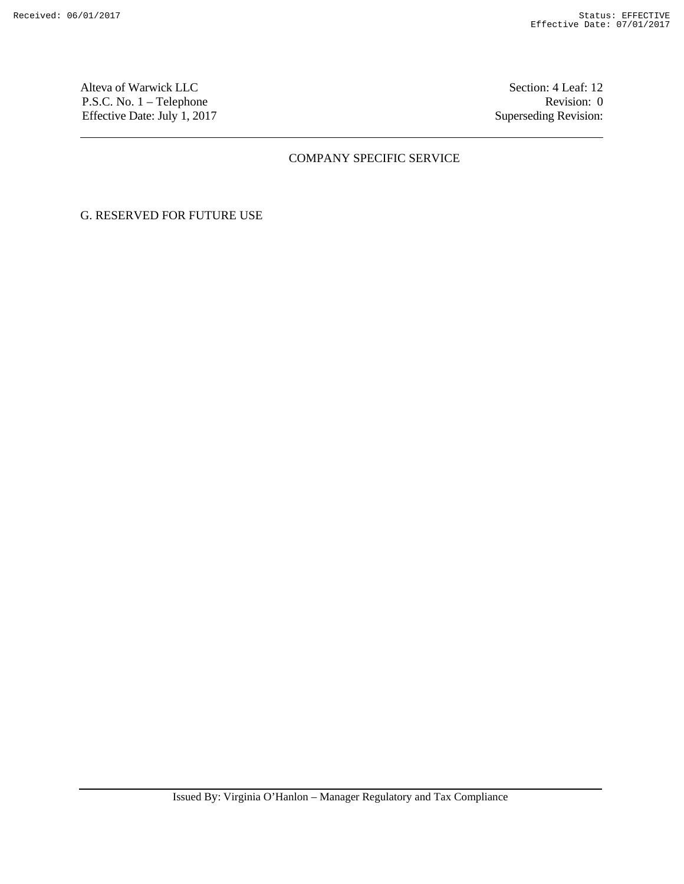Alteva of Warwick LLC
P.S.C. No. 1 – Telephone
Effective Date: July 1, 2017

Section: 4 Leaf: 12
Revision: 0
Superseding Revision:

## COMPANY SPECIFIC SERVICE

G. RESERVED FOR FUTURE USE

Issued By: Virginia O'Hanlon – Manager Regulatory and Tax Compliance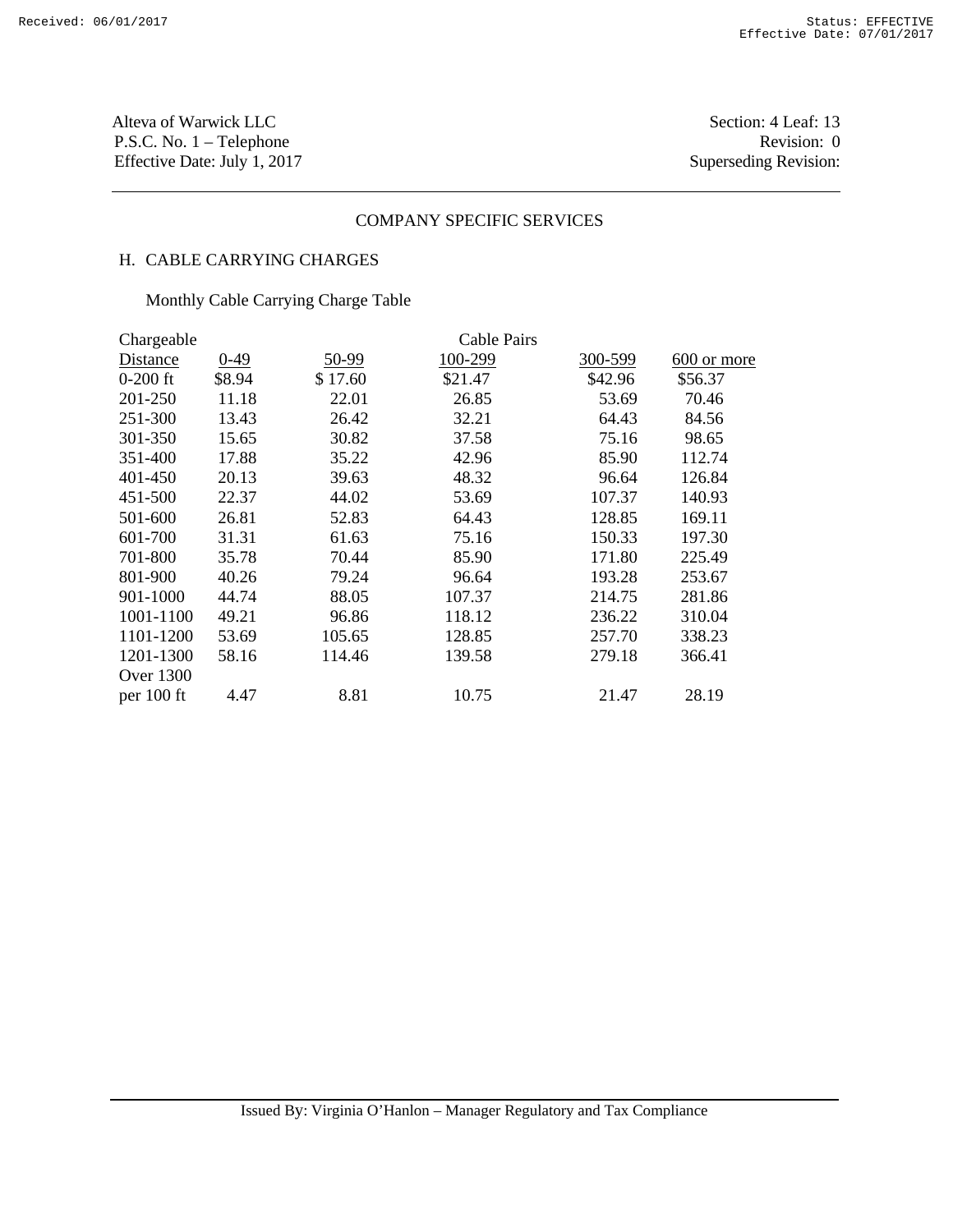Alteva of Warwick LLC
P.S.C. No. 1 – Telephone
Effective Date: July 1, 2017

Section: 4 Leaf: 13
Revision: 0
Superseding Revision:

## COMPANY SPECIFIC SERVICES

### H. CABLE CARRYING CHARGES

Monthly Cable Carrying Charge Table

| Chargeable | Cable Pairs | | | | |
|---|---|---|---|---|---|
| Distance | 0-49 | 50-99 | 100-299 | 300-599 | 600 or more |
| 0-200 ft | $8.94 | $ 17.60 | $21.47 | $42.96 | $56.37 |
| 201-250 | 11.18 | 22.01 | 26.85 | 53.69 | 70.46 |
| 251-300 | 13.43 | 26.42 | 32.21 | 64.43 | 84.56 |
| 301-350 | 15.65 | 30.82 | 37.58 | 75.16 | 98.65 |
| 351-400 | 17.88 | 35.22 | 42.96 | 85.90 | 112.74 |
| 401-450 | 20.13 | 39.63 | 48.32 | 96.64 | 126.84 |
| 451-500 | 22.37 | 44.02 | 53.69 | 107.37 | 140.93 |
| 501-600 | 26.81 | 52.83 | 64.43 | 128.85 | 169.11 |
| 601-700 | 31.31 | 61.63 | 75.16 | 150.33 | 197.30 |
| 701-800 | 35.78 | 70.44 | 85.90 | 171.80 | 225.49 |
| 801-900 | 40.26 | 79.24 | 96.64 | 193.28 | 253.67 |
| 901-1000 | 44.74 | 88.05 | 107.37 | 214.75 | 281.86 |
| 1001-1100 | 49.21 | 96.86 | 118.12 | 236.22 | 310.04 |
| 1101-1200 | 53.69 | 105.65 | 128.85 | 257.70 | 338.23 |
| 1201-1300 | 58.16 | 114.46 | 139.58 | 279.18 | 366.41 |
| Over 1300 per 100 ft | 4.47 | 8.81 | 10.75 | 21.47 | 28.19 |

Issued By: Virginia O'Hanlon – Manager Regulatory and Tax Compliance